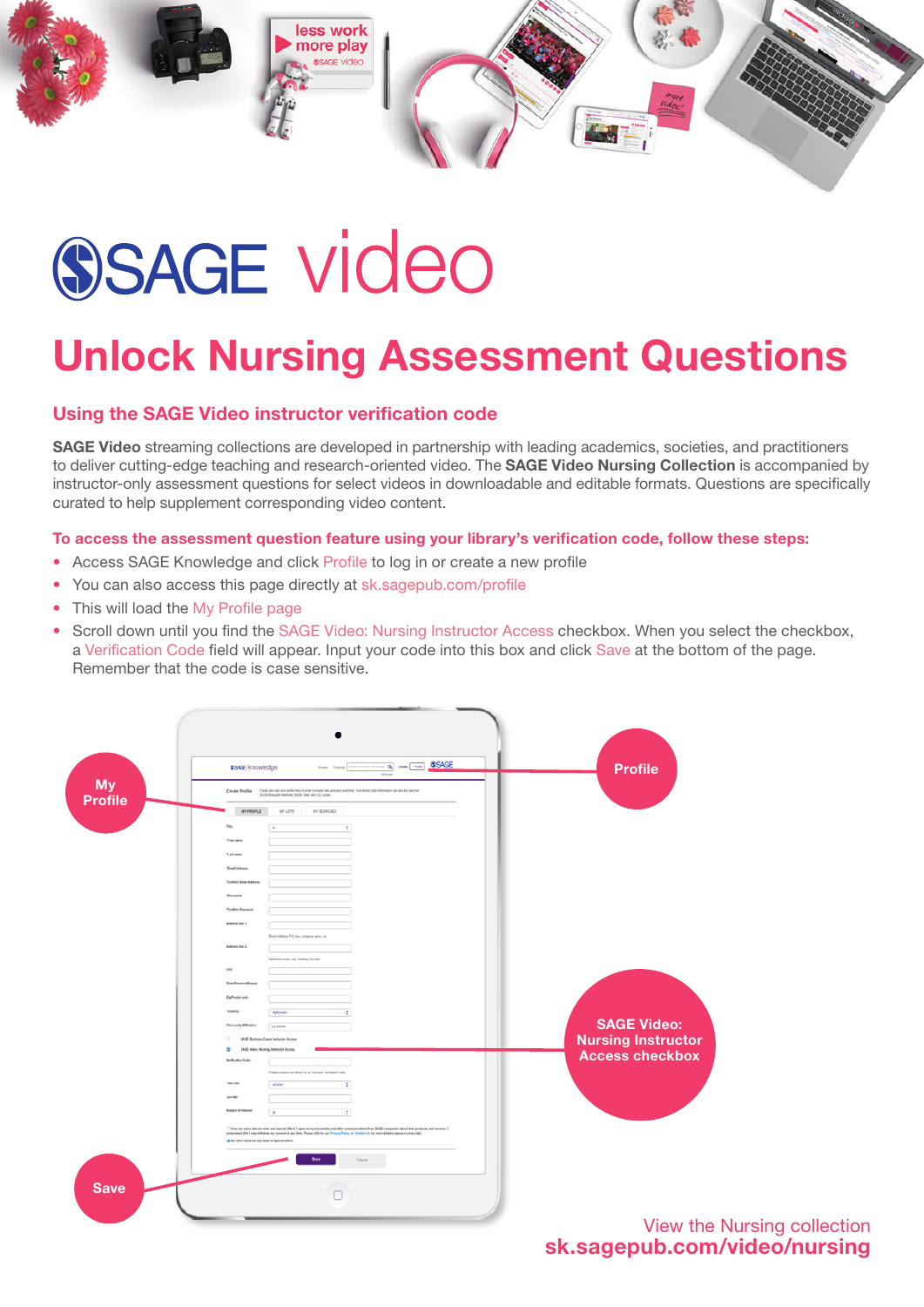# SAGE video

## Unlock Nursing Assessment Questions

### Using the SAGE Video instructor verification code

**SAGE Video** streaming collections are developed in partnership with leading academics, societies, and practitioners to deliver cutting-edge teaching and research-oriented video. The **SAGE Video Nursing Collection** is accompanied by instructor-only assessment questions for select videos in downloadable and editable formats. Questions are specifically curated to help supplement corresponding video content.

**To access the assessment question feature using your library's verification code, follow these steps:**

- Access SAGE Knowledge and click Profile to log in or create a new profile
- You can also access this page directly at sk.sagepub.com/profile
- This will load the My Profile page
- Scroll down until you find the SAGE Video: Nursing Instructor Access checkbox. When you select the checkbox, a Verification Code field will appear. Input your code into this box and click Save at the bottom of the page. Remember that the code is case sensitive.

My Profile

Profile

SAGE Video: Nursing Instructor Access checkbox

Save

View the Nursing collection
**sk.sagepub.com/video/nursing**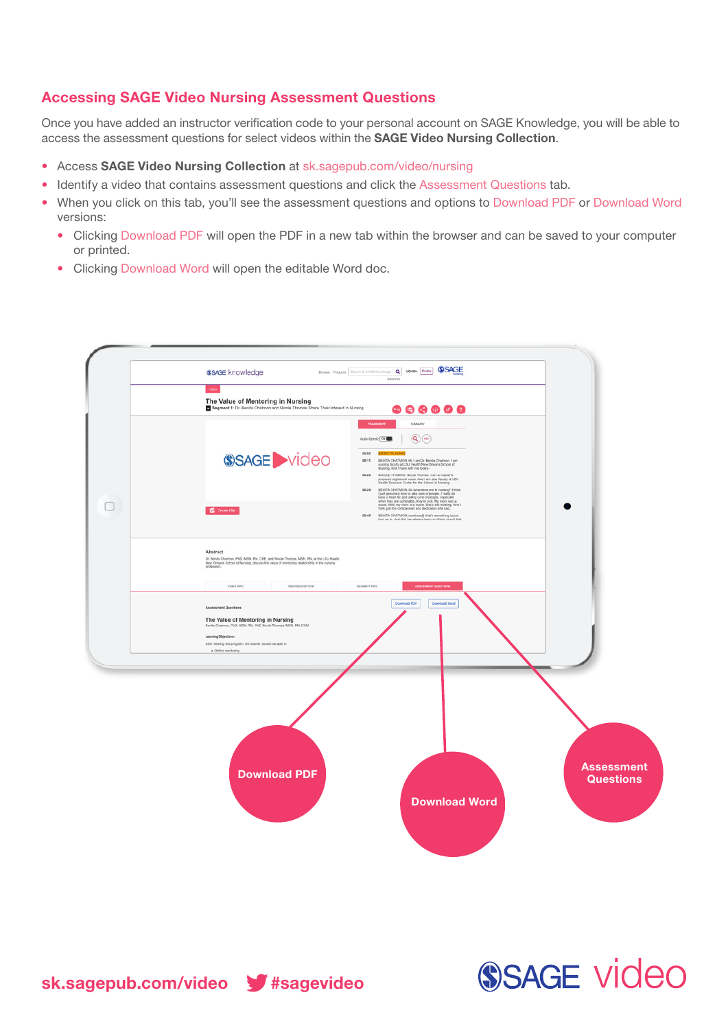## Accessing SAGE Video Nursing Assessment Questions

Once you have added an instructor verification code to your personal account on SAGE Knowledge, you will be able to access the assessment questions for select videos within the **SAGE Video Nursing Collection**.

- Access **SAGE Video Nursing Collection** at sk.sagepub.com/video/nursing
- Identify a video that contains assessment questions and click the Assessment Questions tab.
- When you click on this tab, you'll see the assessment questions and options to Download PDF or Download Word versions:
  - Clicking Download PDF will open the PDF in a new tab within the browser and can be saved to your computer or printed.
  - Clicking Download Word will open the editable Word doc.

Download PDF

Download Word

Assessment Questions

sk.sagepub.com/video #sagevideo

SAGE video